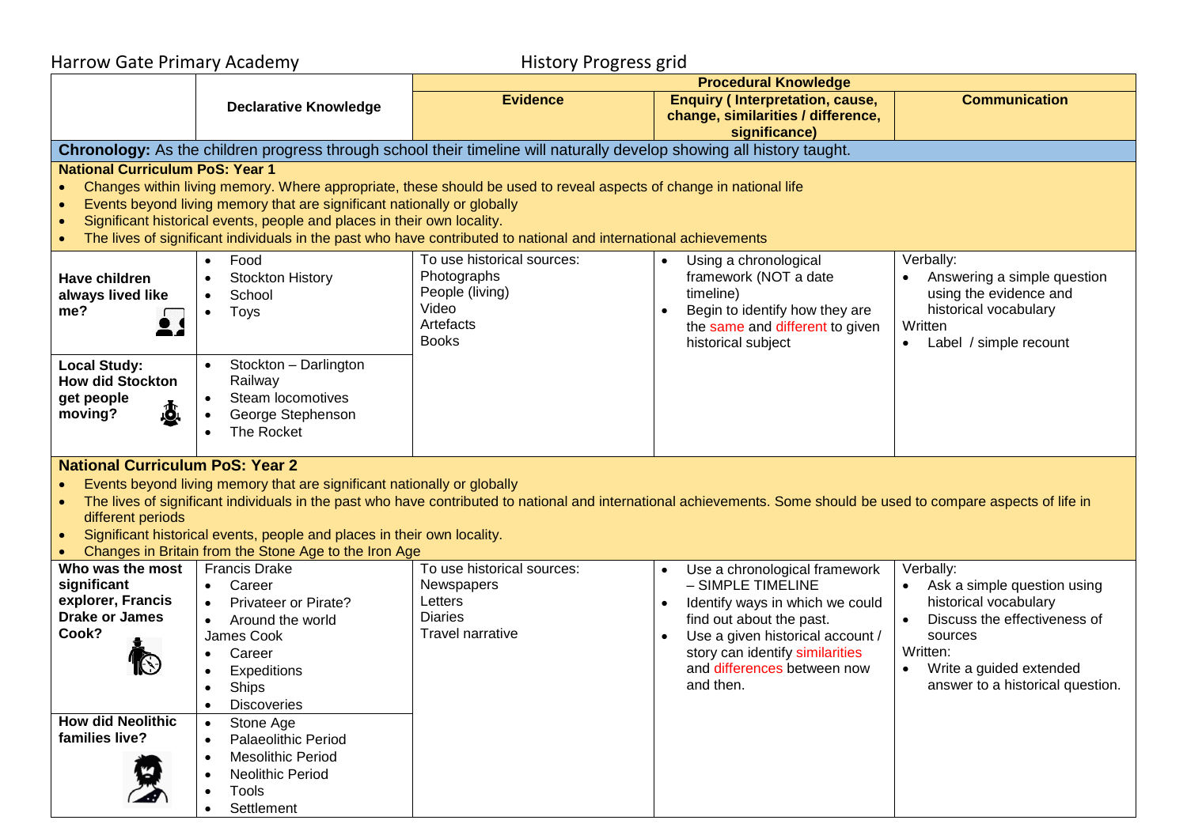Harrow Gate Primary Academy — History Progress grid

| | Declarative Knowledge | Procedural Knowledge: Evidence | Procedural Knowledge: Enquiry ( Interpretation, cause, change, similarities / difference, significance) | Procedural Knowledge: Communication |
|---|---|---|---|---|
| **Chronology:** As the children progress through school their timeline will naturally develop showing all history taught. | | | | |
| **National Curriculum PoS: Year 1**<br>• Changes within living memory. Where appropriate, these should be used to reveal aspects of change in national life<br>• Events beyond living memory that are significant nationally or globally<br>• Significant historical events, people and places in their own locality.<br>• The lives of significant individuals in the past who have contributed to national and international achievements | | | | |
| **Have children always lived like me?** | • Food<br>• Stockton History<br>• School<br>• Toys | To use historical sources:<br>Photographs<br>People (living)<br>Video<br>Artefacts<br>Books | • Using a chronological framework (NOT a date timeline)<br>• Begin to identify how they are the same and different to given historical subject | Verbally:<br>• Answering a simple question using the evidence and historical vocabulary<br>Written<br>• Label / simple recount |
| **Local Study: How did Stockton get people moving?** | • Stockton – Darlington Railway<br>• Steam locomotives<br>• George Stephenson<br>• The Rocket | | | |
| **National Curriculum PoS: Year 2**<br>• Events beyond living memory that are significant nationally or globally<br>• The lives of significant individuals in the past who have contributed to national and international achievements. Some should be used to compare aspects of life in different periods<br>• Significant historical events, people and places in their own locality.<br>• Changes in Britain from the Stone Age to the Iron Age | | | | |
| **Who was the most significant explorer, Francis Drake or James Cook?** | Francis Drake<br>• Career<br>• Privateer or Pirate?<br>• Around the world<br>James Cook<br>• Career<br>• Expeditions<br>• Ships<br>• Discoveries | To use historical sources:<br>Newspapers<br>Letters<br>Diaries<br>Travel narrative | • Use a chronological framework – SIMPLE TIMELINE<br>• Identify ways in which we could find out about the past.<br>• Use a given historical account / story can identify similarities and differences between now and then. | Verbally:<br>• Ask a simple question using historical vocabulary<br>• Discuss the effectiveness of sources<br>Written:<br>• Write a guided extended answer to a historical question. |
| **How did Neolithic families live?** | • Stone Age<br>• Palaeolithic Period<br>• Mesolithic Period<br>• Neolithic Period<br>• Tools<br>• Settlement | | | |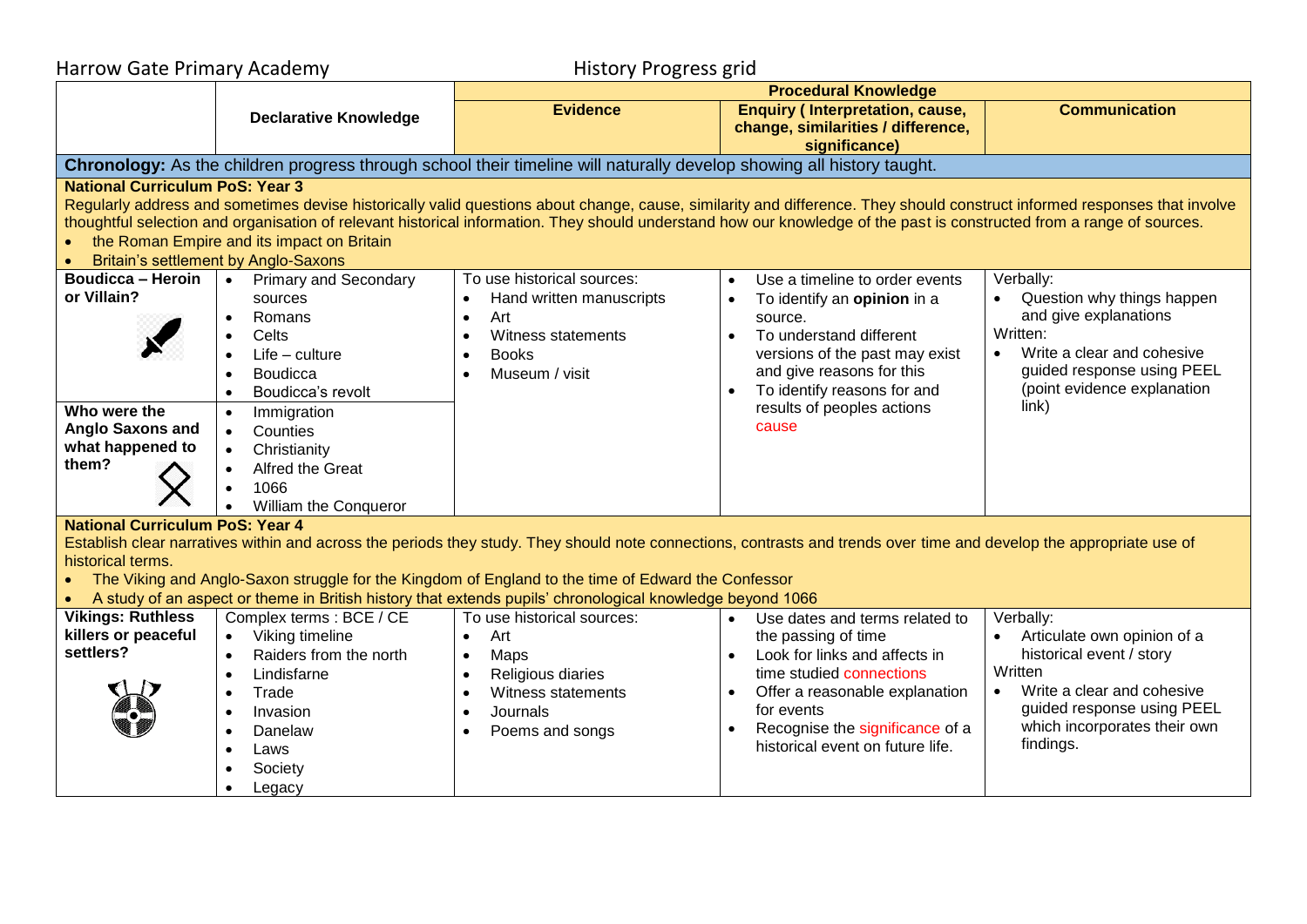Harrow Gate Primary Academy — History Progress grid

| | Declarative Knowledge | Procedural Knowledge | | |
|---|---|---|---|---|
| | | **Evidence** | **Enquiry ( Interpretation, cause, change, similarities / difference, significance)** | **Communication** |
| **Chronology:** As the children progress through school their timeline will naturally develop showing all history taught. | | | | |
| **National Curriculum PoS: Year 3**<br>Regularly address and sometimes devise historically valid questions about change, cause, similarity and difference. They should construct informed responses that involve thoughtful selection and organisation of relevant historical information. They should understand how our knowledge of the past is constructed from a range of sources.<br>• the Roman Empire and its impact on Britain<br>• Britain's settlement by Anglo-Saxons | | | | |
| **Boudicca – Heroin or Villain?** | • Primary and Secondary sources<br>• Romans<br>• Celts<br>• Life – culture<br>• Boudicca<br>• Boudicca's revolt | To use historical sources:<br>• Hand written manuscripts<br>• Art<br>• Witness statements<br>• Books<br>• Museum / visit | • Use a timeline to order events<br>• To identify an **opinion** in a source.<br>• To understand different versions of the past may exist and give reasons for this<br>• To identify reasons for and results of peoples actions cause | Verbally:<br>• Question why things happen and give explanations<br>Written:<br>• Write a clear and cohesive guided response using PEEL (point evidence explanation link) |
| **Who were the Anglo Saxons and what happened to them?** | • Immigration<br>• Counties<br>• Christianity<br>• Alfred the Great<br>• 1066<br>• William the Conqueror | | | |
| **National Curriculum PoS: Year 4**<br>Establish clear narratives within and across the periods they study. They should note connections, contrasts and trends over time and develop the appropriate use of historical terms.<br>• The Viking and Anglo-Saxon struggle for the Kingdom of England to the time of Edward the Confessor<br>• A study of an aspect or theme in British history that extends pupils' chronological knowledge beyond 1066 | | | | |
| **Vikings: Ruthless killers or peaceful settlers?** | Complex terms : BCE / CE<br>• Viking timeline<br>• Raiders from the north<br>• Lindisfarne<br>• Trade<br>• Invasion<br>• Danelaw<br>• Laws<br>• Society<br>• Legacy | To use historical sources:<br>• Art<br>• Maps<br>• Religious diaries<br>• Witness statements<br>• Journals<br>• Poems and songs | • Use dates and terms related to the passing of time<br>• Look for links and affects in time studied connections<br>• Offer a reasonable explanation for events<br>• Recognise the significance of a historical event on future life. | Verbally:<br>• Articulate own opinion of a historical event / story<br>Written<br>• Write a clear and cohesive guided response using PEEL which incorporates their own findings. |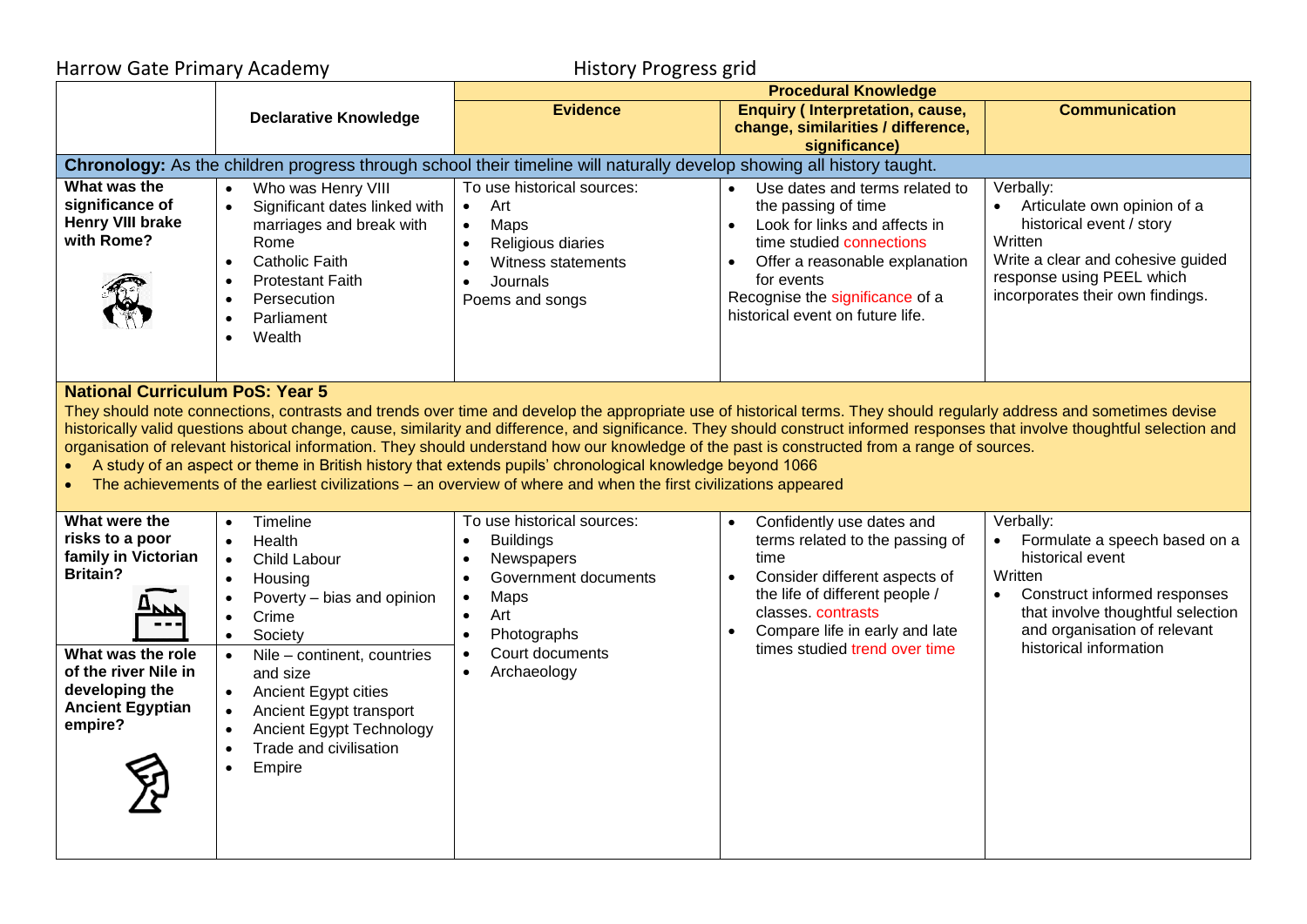Harrow Gate Primary Academy — History Progress grid

| | Declarative Knowledge | Procedural Knowledge: Evidence | Procedural Knowledge: Enquiry ( Interpretation, cause, change, similarities / difference, significance) | Procedural Knowledge: Communication |
|---|---|---|---|---|
| **Chronology:** As the children progress through school their timeline will naturally develop showing all history taught. | | | | |
| **What was the significance of Henry VIII brake with Rome?** | • Who was Henry VIII<br>• Significant dates linked with marriages and break with Rome<br>• Catholic Faith<br>• Protestant Faith<br>• Persecution<br>• Parliament<br>• Wealth | To use historical sources:<br>• Art<br>• Maps<br>• Religious diaries<br>• Witness statements<br>• Journals<br>Poems and songs | • Use dates and terms related to the passing of time<br>• Look for links and affects in time studied connections<br>• Offer a reasonable explanation for events<br>Recognise the significance of a historical event on future life. | Verbally:<br>• Articulate own opinion of a historical event / story<br>Written<br>Write a clear and cohesive guided response using PEEL which incorporates their own findings. |
| **National Curriculum PoS: Year 5**<br>They should note connections, contrasts and trends over time and develop the appropriate use of historical terms. They should regularly address and sometimes devise historically valid questions about change, cause, similarity and difference, and significance. They should construct informed responses that involve thoughtful selection and organisation of relevant historical information. They should understand how our knowledge of the past is constructed from a range of sources.<br>• A study of an aspect or theme in British history that extends pupils' chronological knowledge beyond 1066<br>• The achievements of the earliest civilizations – an overview of where and when the first civilizations appeared | | | | |
| **What were the risks to a poor family in Victorian Britain?** | • Timeline<br>• Health<br>• Child Labour<br>• Housing<br>• Poverty – bias and opinion<br>• Crime<br>• Society | To use historical sources:<br>• Buildings<br>• Newspapers<br>• Government documents<br>• Maps<br>• Art<br>• Photographs<br>• Court documents<br>• Archaeology | • Confidently use dates and terms related to the passing of time<br>• Consider different aspects of the life of different people / classes. contrasts<br>• Compare life in early and late times studied trend over time | Verbally:<br>• Formulate a speech based on a historical event<br>Written<br>• Construct informed responses that involve thoughtful selection and organisation of relevant historical information |
| **What was the role of the river Nile in developing the Ancient Egyptian empire?** | • Nile – continent, countries and size<br>• Ancient Egypt cities<br>• Ancient Egypt transport<br>• Ancient Egypt Technology<br>• Trade and civilisation<br>• Empire | | | |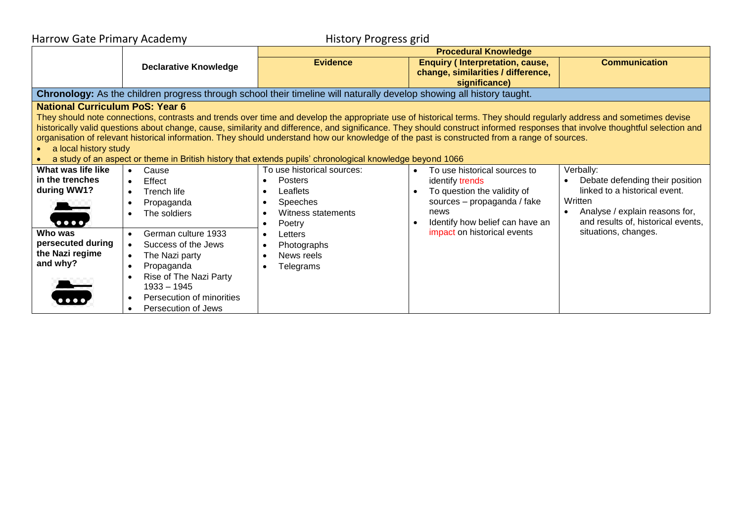Harrow Gate Primary Academy

History Progress grid

| | Declarative Knowledge | Procedural Knowledge | | |
|---|---|---|---|---|
| | | **Evidence** | **Enquiry ( Interpretation, cause, change, similarities / difference, significance)** | **Communication** |
| **Chronology:** As the children progress through school their timeline will naturally develop showing all history taught. | | | | |
| **National Curriculum PoS: Year 6**<br>They should note connections, contrasts and trends over time and develop the appropriate use of historical terms. They should regularly address and sometimes devise historically valid questions about change, cause, similarity and difference, and significance. They should construct informed responses that involve thoughtful selection and organisation of relevant historical information. They should understand how our knowledge of the past is constructed from a range of sources.<br>• a local history study<br>• a study of an aspect or theme in British history that extends pupils' chronological knowledge beyond 1066 | | | | |
| **What was life like in the trenches during WW1?** | • Cause<br>• Effect<br>• Trench life<br>• Propaganda<br>• The soldiers | To use historical sources:<br>• Posters<br>• Leaflets<br>• Speeches<br>• Witness statements<br>• Poetry<br>• Letters<br>• Photographs<br>• News reels<br>• Telegrams | • To use historical sources to identify trends<br>• To question the validity of sources – propaganda / fake news<br>• Identify how belief can have an impact on historical events | Verbally:<br>• Debate defending their position linked to a historical event.<br>Written<br>• Analyse / explain reasons for, and results of, historical events, situations, changes. |
| **Who was persecuted during the Nazi regime and why?** | • German culture 1933<br>• Success of the Jews<br>• The Nazi party<br>• Propaganda<br>• Rise of The Nazi Party 1933 – 1945<br>• Persecution of minorities<br>• Persecution of Jews | | | |